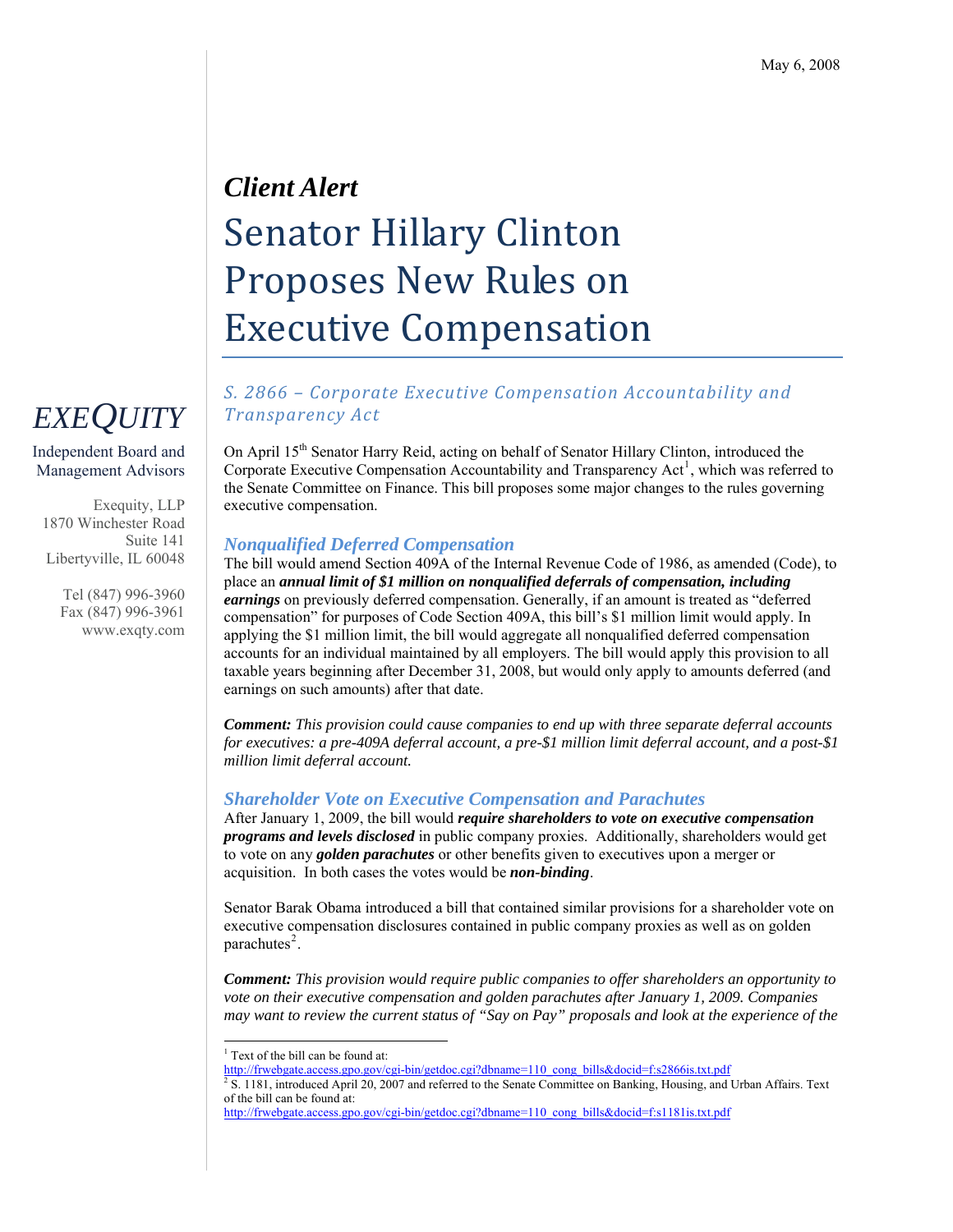May 6, 2008

*Client Alert*

# Senator Hillary Clinton Proposes New Rules on Executive Compensation

*EXEQUITY*

Independent Board and Management Advisors

Exequity, LLP
1870 Winchester Road
Suite 141
Libertyville, IL 60048

Tel (847) 996-3960
Fax (847) 996-3961
www.exqty.com

## *S. 2866 – Corporate Executive Compensation Accountability and Transparency Act*

On April 15th Senator Harry Reid, acting on behalf of Senator Hillary Clinton, introduced the Corporate Executive Compensation Accountability and Transparency Act[1], which was referred to the Senate Committee on Finance. This bill proposes some major changes to the rules governing executive compensation.

### *Nonqualified Deferred Compensation*

The bill would amend Section 409A of the Internal Revenue Code of 1986, as amended (Code), to place an ***annual limit of $1 million on nonqualified deferrals of compensation, including earnings*** on previously deferred compensation. Generally, if an amount is treated as "deferred compensation" for purposes of Code Section 409A, this bill's $1 million limit would apply. In applying the $1 million limit, the bill would aggregate all nonqualified deferred compensation accounts for an individual maintained by all employers. The bill would apply this provision to all taxable years beginning after December 31, 2008, but would only apply to amounts deferred (and earnings on such amounts) after that date.

***Comment:*** *This provision could cause companies to end up with three separate deferral accounts for executives: a pre-409A deferral account, a pre-$1 million limit deferral account, and a post-$1 million limit deferral account.*

### *Shareholder Vote on Executive Compensation and Parachutes*

After January 1, 2009, the bill would ***require shareholders to vote on executive compensation programs and levels disclosed*** in public company proxies. Additionally, shareholders would get to vote on any ***golden parachutes*** or other benefits given to executives upon a merger or acquisition. In both cases the votes would be ***non-binding***.

Senator Barak Obama introduced a bill that contained similar provisions for a shareholder vote on executive compensation disclosures contained in public company proxies as well as on golden parachutes[2].

***Comment:*** *This provision would require public companies to offer shareholders an opportunity to vote on their executive compensation and golden parachutes after January 1, 2009. Companies may want to review the current status of "Say on Pay" proposals and look at the experience of the*

---

[1] Text of the bill can be found at:
http://frwebgate.access.gpo.gov/cgi-bin/getdoc.cgi?dbname=110_cong_bills&docid=f:s2866is.txt.pdf

[2] S. 1181, introduced April 20, 2007 and referred to the Senate Committee on Banking, Housing, and Urban Affairs. Text of the bill can be found at:
http://frwebgate.access.gpo.gov/cgi-bin/getdoc.cgi?dbname=110_cong_bills&docid=f:s1181is.txt.pdf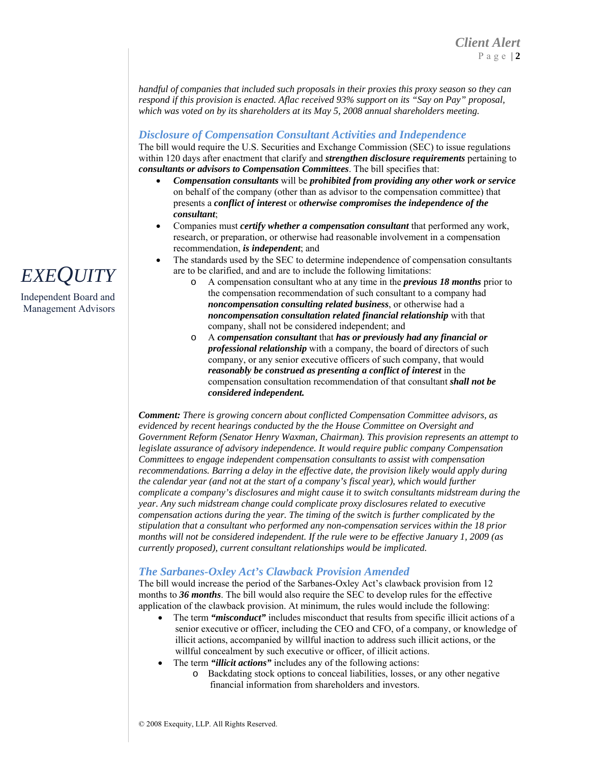*handful of companies that included such proposals in their proxies this proxy season so they can respond if this provision is enacted. Aflac received 93% support on its "Say on Pay" proposal, which was voted on by its shareholders at its May 5, 2008 annual shareholders meeting.*

### *Disclosure of Compensation Consultant Activities and Independence*

The bill would require the U.S. Securities and Exchange Commission (SEC) to issue regulations within 120 days after enactment that clarify and ***strengthen disclosure requirements*** pertaining to ***consultants or advisors to Compensation Committees***. The bill specifies that:

- ***Compensation consultants*** will be ***prohibited from providing any other work or service*** on behalf of the company (other than as advisor to the compensation committee) that presents a ***conflict of interest*** or ***otherwise compromises the independence of the consultant***;
- Companies must ***certify whether a compensation consultant*** that performed any work, research, or preparation, or otherwise had reasonable involvement in a compensation recommendation, ***is independent***; and
- The standards used by the SEC to determine independence of compensation consultants are to be clarified, and and are to include the following limitations:
  - A compensation consultant who at any time in the ***previous 18 months*** prior to the compensation recommendation of such consultant to a company had ***noncompensation consulting related business***, or otherwise had a ***noncompensation consultation related financial relationship*** with that company, shall not be considered independent; and
  - A ***compensation consultant*** that ***has or previously had any financial or professional relationship*** with a company, the board of directors of such company, or any senior executive officers of such company, that would ***reasonably be construed as presenting a conflict of interest*** in the compensation consultation recommendation of that consultant ***shall not be considered independent.***

***Comment:*** *There is growing concern about conflicted Compensation Committee advisors, as evidenced by recent hearings conducted by the the House Committee on Oversight and Government Reform (Senator Henry Waxman, Chairman). This provision represents an attempt to legislate assurance of advisory independence. It would require public company Compensation Committees to engage independent compensation consultants to assist with compensation recommendations. Barring a delay in the effective date, the provision likely would apply during the calendar year (and not at the start of a company's fiscal year), which would further complicate a company's disclosures and might cause it to switch consultants midstream during the year. Any such midstream change could complicate proxy disclosures related to executive compensation actions during the year. The timing of the switch is further complicated by the stipulation that a consultant who performed any non-compensation services within the 18 prior months will not be considered independent. If the rule were to be effective January 1, 2009 (as currently proposed), current consultant relationships would be implicated.*

### *The Sarbanes-Oxley Act's Clawback Provision Amended*

The bill would increase the period of the Sarbanes-Oxley Act's clawback provision from 12 months to ***36 months***. The bill would also require the SEC to develop rules for the effective application of the clawback provision. At minimum, the rules would include the following:

- The term ***"misconduct"*** includes misconduct that results from specific illicit actions of a senior executive or officer, including the CEO and CFO, of a company, or knowledge of illicit actions, accompanied by willful inaction to address such illicit actions, or the willful concealment by such executive or officer, of illicit actions.
- The term ***"illicit actions"*** includes any of the following actions:
  - Backdating stock options to conceal liabilities, losses, or any other negative financial information from shareholders and investors.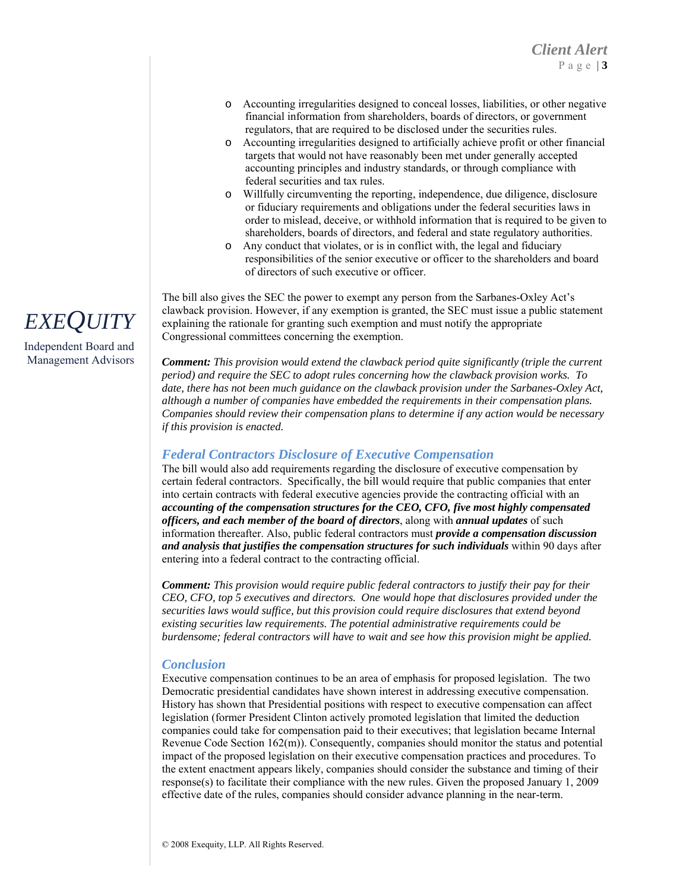- Accounting irregularities designed to conceal losses, liabilities, or other negative financial information from shareholders, boards of directors, or government regulators, that are required to be disclosed under the securities rules.
- Accounting irregularities designed to artificially achieve profit or other financial targets that would not have reasonably been met under generally accepted accounting principles and industry standards, or through compliance with federal securities and tax rules.
- Willfully circumventing the reporting, independence, due diligence, disclosure or fiduciary requirements and obligations under the federal securities laws in order to mislead, deceive, or withhold information that is required to be given to shareholders, boards of directors, and federal and state regulatory authorities.
- Any conduct that violates, or is in conflict with, the legal and fiduciary responsibilities of the senior executive or officer to the shareholders and board of directors of such executive or officer.

The bill also gives the SEC the power to exempt any person from the Sarbanes-Oxley Act's clawback provision. However, if any exemption is granted, the SEC must issue a public statement explaining the rationale for granting such exemption and must notify the appropriate Congressional committees concerning the exemption.

***Comment:*** *This provision would extend the clawback period quite significantly (triple the current period) and require the SEC to adopt rules concerning how the clawback provision works. To date, there has not been much guidance on the clawback provision under the Sarbanes-Oxley Act, although a number of companies have embedded the requirements in their compensation plans. Companies should review their compensation plans to determine if any action would be necessary if this provision is enacted.*

## Federal Contractors Disclosure of Executive Compensation

The bill would also add requirements regarding the disclosure of executive compensation by certain federal contractors. Specifically, the bill would require that public companies that enter into certain contracts with federal executive agencies provide the contracting official with an ***accounting of the compensation structures for the CEO, CFO, five most highly compensated officers, and each member of the board of directors***, along with ***annual updates*** of such information thereafter. Also, public federal contractors must ***provide a compensation discussion and analysis that justifies the compensation structures for such individuals*** within 90 days after entering into a federal contract to the contracting official.

***Comment:*** *This provision would require public federal contractors to justify their pay for their CEO, CFO, top 5 executives and directors. One would hope that disclosures provided under the securities laws would suffice, but this provision could require disclosures that extend beyond existing securities law requirements. The potential administrative requirements could be burdensome; federal contractors will have to wait and see how this provision might be applied.*

## Conclusion

Executive compensation continues to be an area of emphasis for proposed legislation. The two Democratic presidential candidates have shown interest in addressing executive compensation. History has shown that Presidential positions with respect to executive compensation can affect legislation (former President Clinton actively promoted legislation that limited the deduction companies could take for compensation paid to their executives; that legislation became Internal Revenue Code Section 162(m)). Consequently, companies should monitor the status and potential impact of the proposed legislation on their executive compensation practices and procedures. To the extent enactment appears likely, companies should consider the substance and timing of their response(s) to facilitate their compliance with the new rules. Given the proposed January 1, 2009 effective date of the rules, companies should consider advance planning in the near-term.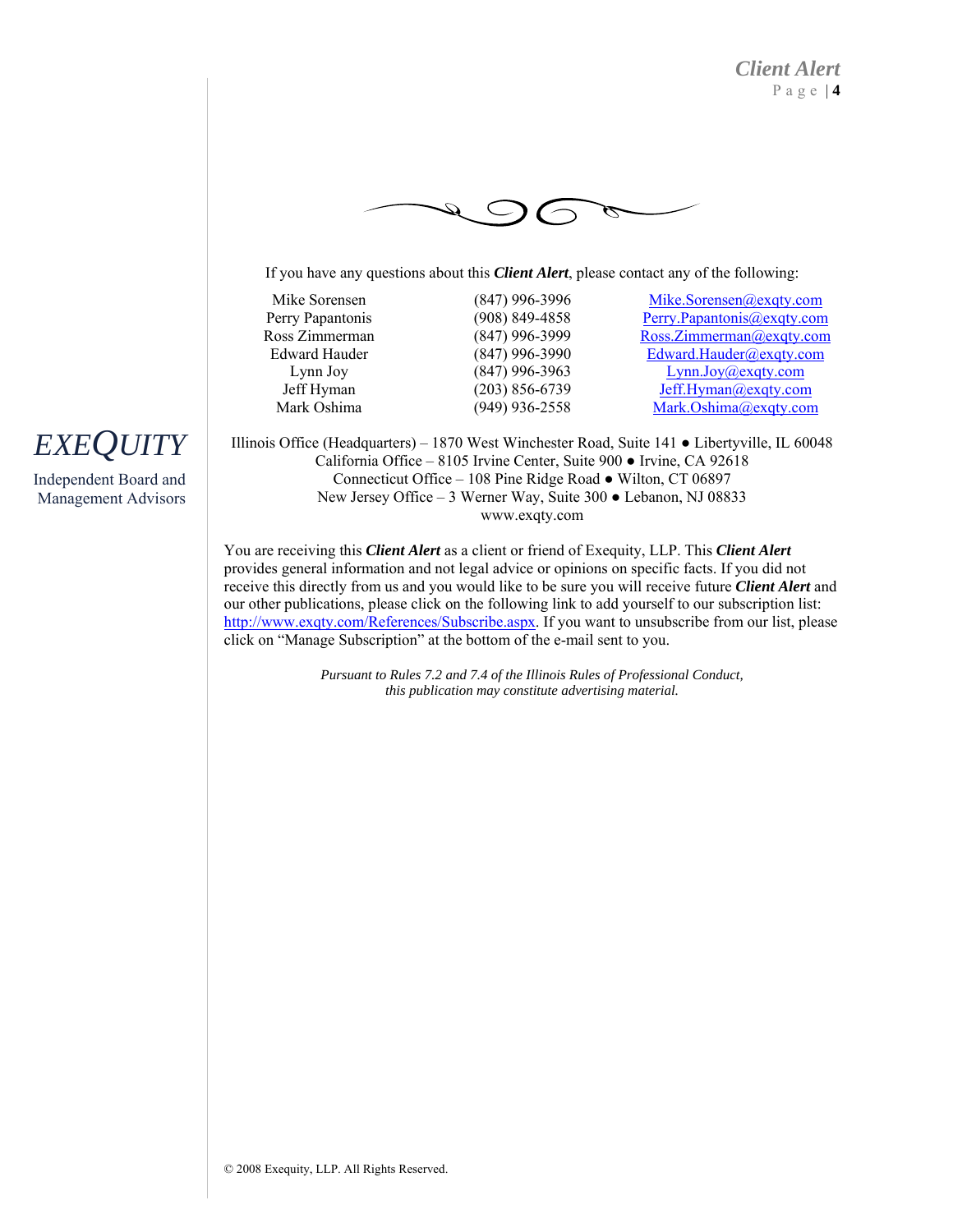If you have any questions about this ***Client Alert***, please contact any of the following:

| | | |
|---|---|---|
| Mike Sorensen | (847) 996-3996 | Mike.Sorensen@exqty.com |
| Perry Papantonis | (908) 849-4858 | Perry.Papantonis@exqty.com |
| Ross Zimmerman | (847) 996-3999 | Ross.Zimmerman@exqty.com |
| Edward Hauder | (847) 996-3990 | Edward.Hauder@exqty.com |
| Lynn Joy | (847) 996-3963 | Lynn.Joy@exqty.com |
| Jeff Hyman | (203) 856-6739 | Jeff.Hyman@exqty.com |
| Mark Oshima | (949) 936-2558 | Mark.Oshima@exqty.com |

*EXEQUITY*

Independent Board and Management Advisors

Illinois Office (Headquarters) – 1870 West Winchester Road, Suite 141 ● Libertyville, IL 60048
California Office – 8105 Irvine Center, Suite 900 ● Irvine, CA 92618
Connecticut Office – 108 Pine Ridge Road ● Wilton, CT 06897
New Jersey Office – 3 Werner Way, Suite 300 ● Lebanon, NJ 08833
www.exqty.com

You are receiving this ***Client Alert*** as a client or friend of Exequity, LLP. This ***Client Alert*** provides general information and not legal advice or opinions on specific facts. If you did not receive this directly from us and you would like to be sure you will receive future ***Client Alert*** and our other publications, please click on the following link to add yourself to our subscription list: http://www.exqty.com/References/Subscribe.aspx. If you want to unsubscribe from our list, please click on "Manage Subscription" at the bottom of the e-mail sent to you.

*Pursuant to Rules 7.2 and 7.4 of the Illinois Rules of Professional Conduct, this publication may constitute advertising material.*

© 2008 Exequity, LLP. All Rights Reserved.